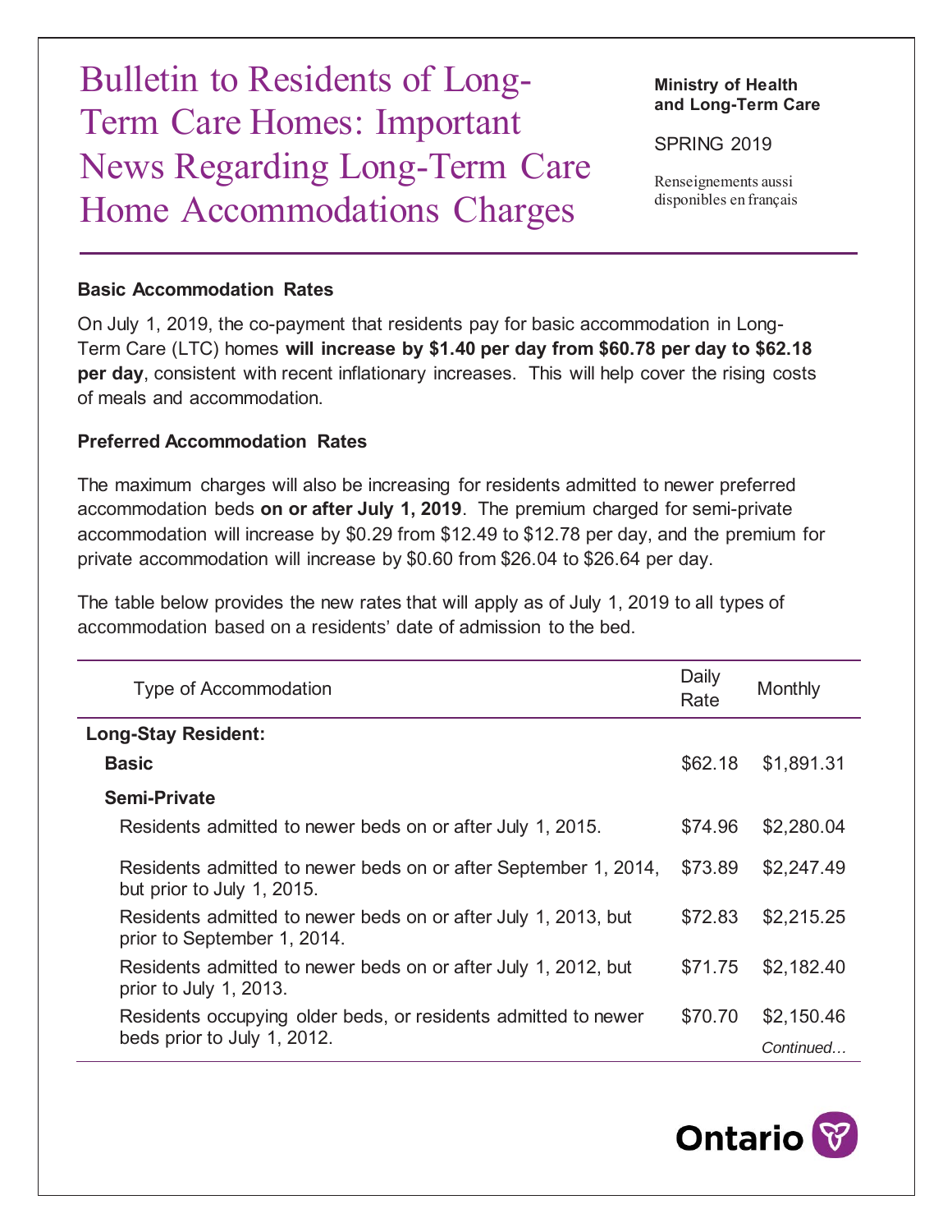# Bulletin to Residents of Long-Term Care Homes: Important News Regarding Long-Term Care Home Accommodations Charges

**Ministry of Health and Long-Term Care**

SPRING 2019

Renseignements aussi disponibles en français

### Basic Accommodation Rates

On July 1, 2019, the co-payment that residents pay for basic accommodation in Long-Term Care (LTC) homes **will increase by $1.40 per day from $60.78 per day to $62.18 per day**, consistent with recent inflationary increases. This will help cover the rising costs of meals and accommodation.

### Preferred Accommodation Rates

The maximum charges will also be increasing for residents admitted to newer preferred accommodation beds **on or after July 1, 2019**. The premium charged for semi-private accommodation will increase by $0.29 from $12.49 to $12.78 per day, and the premium for private accommodation will increase by $0.60 from $26.04 to $26.64 per day.

The table below provides the new rates that will apply as of July 1, 2019 to all types of accommodation based on a residents' date of admission to the bed.

| Type of Accommodation | Daily Rate | Monthly |
|---|---|---|
| **Long-Stay Resident:** | | |
| **Basic** | $62.18 | $1,891.31 |
| **Semi-Private** | | |
| Residents admitted to newer beds on or after July 1, 2015. | $74.96 | $2,280.04 |
| Residents admitted to newer beds on or after September 1, 2014, but prior to July 1, 2015. | $73.89 | $2,247.49 |
| Residents admitted to newer beds on or after July 1, 2013, but prior to September 1, 2014. | $72.83 | $2,215.25 |
| Residents admitted to newer beds on or after July 1, 2012, but prior to July 1, 2013. | $71.75 | $2,182.40 |
| Residents occupying older beds, or residents admitted to newer beds prior to July 1, 2012. | $70.70 | $2,150.46 |

*Continued…*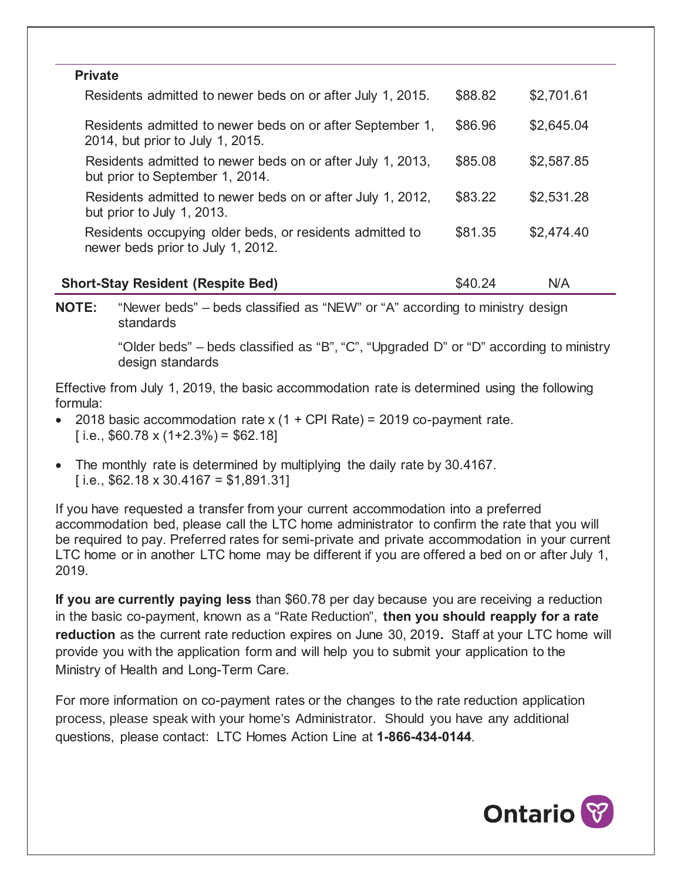| | | |
|---|---|---|
| **Private** | | |
| Residents admitted to newer beds on or after July 1, 2015. | $88.82 | $2,701.61 |
| Residents admitted to newer beds on or after September 1, 2014, but prior to July 1, 2015. | $86.96 | $2,645.04 |
| Residents admitted to newer beds on or after July 1, 2013, but prior to September 1, 2014. | $85.08 | $2,587.85 |
| Residents admitted to newer beds on or after July 1, 2012, but prior to July 1, 2013. | $83.22 | $2,531.28 |
| Residents occupying older beds, or residents admitted to newer beds prior to July 1, 2012. | $81.35 | $2,474.40 |
| **Short-Stay Resident (Respite Bed)** | $40.24 | N/A |

**NOTE:** "Newer beds" – beds classified as "NEW" or "A" according to ministry design standards

"Older beds" – beds classified as "B", "C", "Upgraded D" or "D" according to ministry design standards

Effective from July 1, 2019, the basic accommodation rate is determined using the following formula:

- 2018 basic accommodation rate x (1 + CPI Rate) = 2019 co-payment rate.
  [ i.e., $60.78 x (1+2.3%) = $62.18]
- The monthly rate is determined by multiplying the daily rate by 30.4167.
  [ i.e., $62.18 x 30.4167 = $1,891.31]

If you have requested a transfer from your current accommodation into a preferred accommodation bed, please call the LTC home administrator to confirm the rate that you will be required to pay. Preferred rates for semi-private and private accommodation in your current LTC home or in another LTC home may be different if you are offered a bed on or after July 1, 2019.

**If you are currently paying less** than $60.78 per day because you are receiving a reduction in the basic co-payment, known as a "Rate Reduction", **then you should reapply for a rate reduction** as the current rate reduction expires on June 30, 2019**.** Staff at your LTC home will provide you with the application form and will help you to submit your application to the Ministry of Health and Long-Term Care.

For more information on co-payment rates or the changes to the rate reduction application process, please speak with your home's Administrator. Should you have any additional questions, please contact: LTC Homes Action Line at **1-866-434-0144**.

Ontario